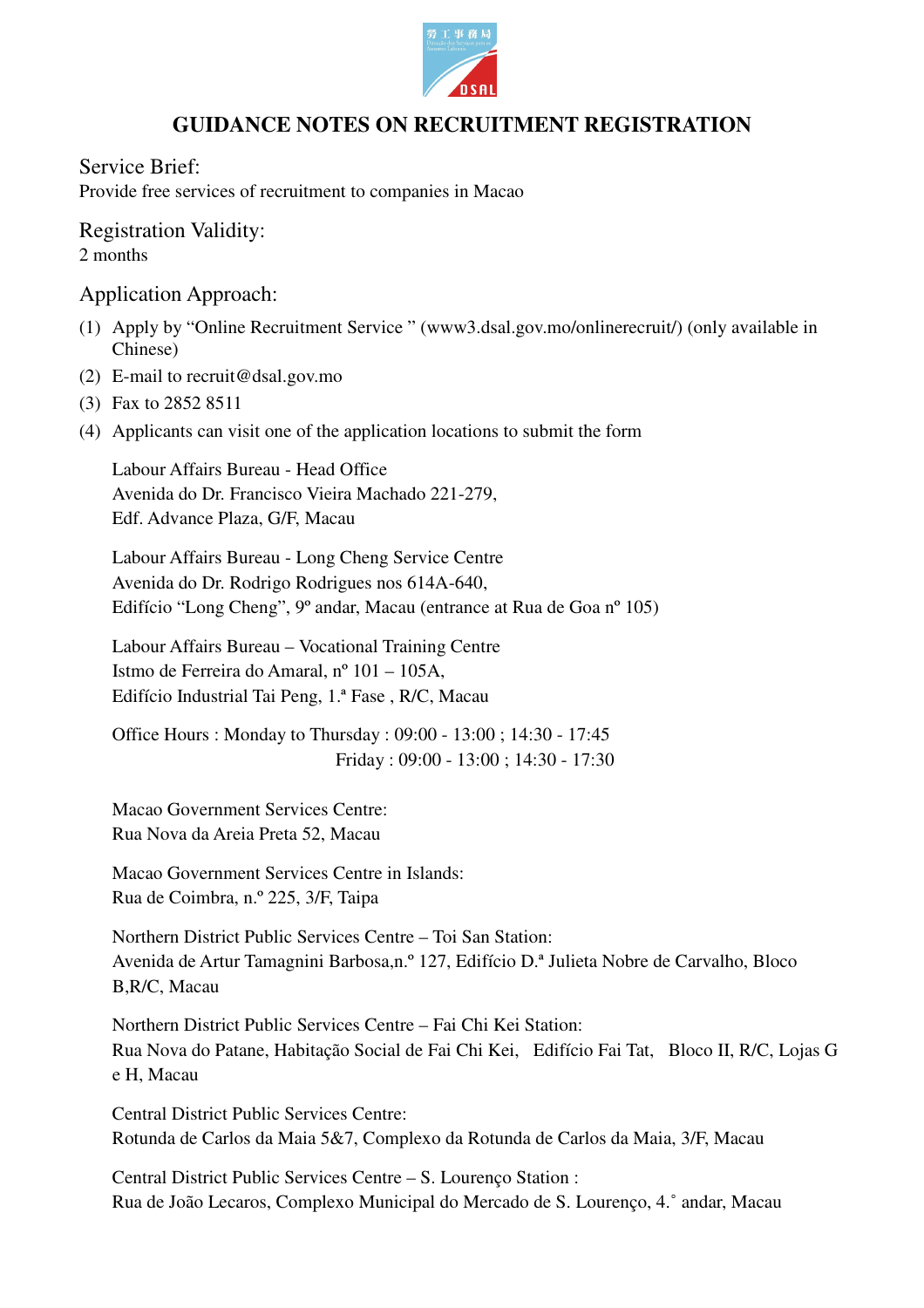# GUIDANCE NOTES ON RECRUITMENT REGISTRATION

## Service Brief:

Provide free services of recruitment to companies in Macao

## Registration Validity:

2 months

## Application Approach:

(1) Apply by "Online Recruitment Service " (www3.dsal.gov.mo/onlinerecruit/) (only available in Chinese)

(2) E-mail to recruit@dsal.gov.mo

(3) Fax to 2852 8511

(4) Applicants can visit one of the application locations to submit the form

Labour Affairs Bureau - Head Office
Avenida do Dr. Francisco Vieira Machado 221-279,
Edf. Advance Plaza, G/F, Macau

Labour Affairs Bureau - Long Cheng Service Centre
Avenida do Dr. Rodrigo Rodrigues nos 614A-640,
Edifício "Long Cheng", 9º andar, Macau (entrance at Rua de Goa nº 105)

Labour Affairs Bureau – Vocational Training Centre
Istmo de Ferreira do Amaral, nº 101 – 105A,
Edifício Industrial Tai Peng, 1.ª Fase , R/C, Macau

Office Hours : Monday to Thursday : 09:00 - 13:00 ; 14:30 - 17:45
Friday : 09:00 - 13:00 ; 14:30 - 17:30

Macao Government Services Centre:
Rua Nova da Areia Preta 52, Macau

Macao Government Services Centre in Islands:
Rua de Coimbra, n.º 225, 3/F, Taipa

Northern District Public Services Centre – Toi San Station:
Avenida de Artur Tamagnini Barbosa,n.º 127, Edifício D.ª Julieta Nobre de Carvalho, Bloco B,R/C, Macau

Northern District Public Services Centre – Fai Chi Kei Station:
Rua Nova do Patane, Habitação Social de Fai Chi Kei, Edifício Fai Tat, Bloco II, R/C, Lojas G e H, Macau

Central District Public Services Centre:
Rotunda de Carlos da Maia 5&7, Complexo da Rotunda de Carlos da Maia, 3/F, Macau

Central District Public Services Centre – S. Lourenço Station :
Rua de João Lecaros, Complexo Municipal do Mercado de S. Lourenço, 4.˚ andar, Macau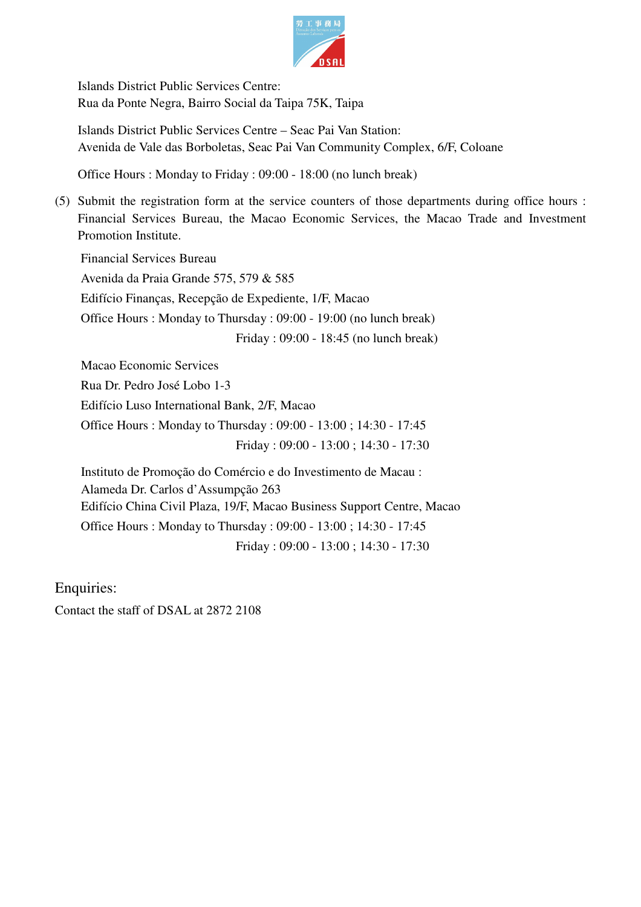Islands District Public Services Centre:
Rua da Ponte Negra, Bairro Social da Taipa 75K, Taipa

Islands District Public Services Centre – Seac Pai Van Station:
Avenida de Vale das Borboletas, Seac Pai Van Community Complex, 6/F, Coloane

Office Hours : Monday to Friday : 09:00 - 18:00 (no lunch break)

(5) Submit the registration form at the service counters of those departments during office hours : Financial Services Bureau, the Macao Economic Services, the Macao Trade and Investment Promotion Institute.

Financial Services Bureau
Avenida da Praia Grande 575, 579 & 585
Edifício Finanças, Recepção de Expediente, 1/F, Macao
Office Hours : Monday to Thursday : 09:00 - 19:00 (no lunch break)
Friday : 09:00 - 18:45 (no lunch break)

Macao Economic Services
Rua Dr. Pedro José Lobo 1-3
Edifício Luso International Bank, 2/F, Macao
Office Hours : Monday to Thursday : 09:00 - 13:00 ; 14:30 - 17:45
Friday : 09:00 - 13:00 ; 14:30 - 17:30

Instituto de Promoção do Comércio e do Investimento de Macau :
Alameda Dr. Carlos d'Assumpção 263
Edifício China Civil Plaza, 19/F, Macao Business Support Centre, Macao
Office Hours : Monday to Thursday : 09:00 - 13:00 ; 14:30 - 17:45
Friday : 09:00 - 13:00 ; 14:30 - 17:30

## Enquiries:

Contact the staff of DSAL at 2872 2108